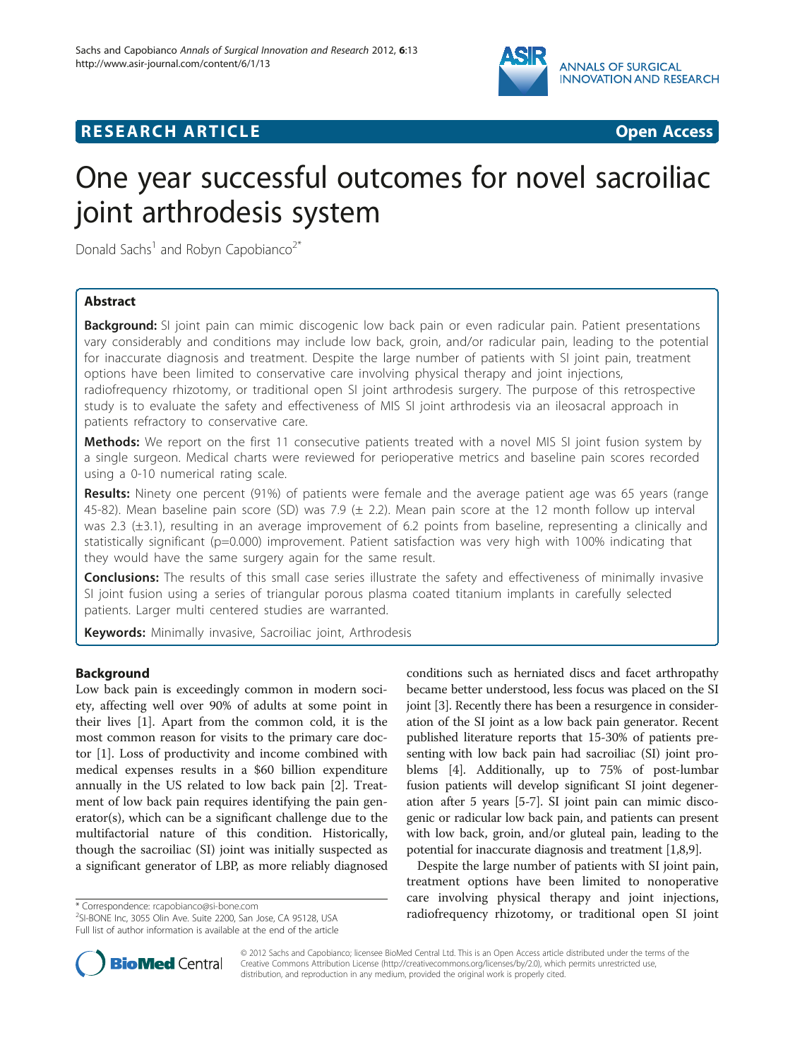**RESEARCH ARTICLE** **Open Access**

# One year successful outcomes for novel sacroiliac joint arthrodesis system

Donald Sachs[1] and Robyn Capobianco[2*]

## Abstract

**Background:** SI joint pain can mimic discogenic low back pain or even radicular pain. Patient presentations vary considerably and conditions may include low back, groin, and/or radicular pain, leading to the potential for inaccurate diagnosis and treatment. Despite the large number of patients with SI joint pain, treatment options have been limited to conservative care involving physical therapy and joint injections, radiofrequency rhizotomy, or traditional open SI joint arthrodesis surgery. The purpose of this retrospective study is to evaluate the safety and effectiveness of MIS SI joint arthrodesis via an ileosacral approach in patients refractory to conservative care.

**Methods:** We report on the first 11 consecutive patients treated with a novel MIS SI joint fusion system by a single surgeon. Medical charts were reviewed for perioperative metrics and baseline pain scores recorded using a 0-10 numerical rating scale.

**Results:** Ninety one percent (91%) of patients were female and the average patient age was 65 years (range 45-82). Mean baseline pain score (SD) was 7.9 (± 2.2). Mean pain score at the 12 month follow up interval was 2.3 (±3.1), resulting in an average improvement of 6.2 points from baseline, representing a clinically and statistically significant (p=0.000) improvement. Patient satisfaction was very high with 100% indicating that they would have the same surgery again for the same result.

**Conclusions:** The results of this small case series illustrate the safety and effectiveness of minimally invasive SI joint fusion using a series of triangular porous plasma coated titanium implants in carefully selected patients. Larger multi centered studies are warranted.

**Keywords:** Minimally invasive, Sacroiliac joint, Arthrodesis

## Background

Low back pain is exceedingly common in modern society, affecting well over 90% of adults at some point in their lives [1]. Apart from the common cold, it is the most common reason for visits to the primary care doctor [1]. Loss of productivity and income combined with medical expenses results in a $60 billion expenditure annually in the US related to low back pain [2]. Treatment of low back pain requires identifying the pain generator(s), which can be a significant challenge due to the multifactorial nature of this condition. Historically, though the sacroiliac (SI) joint was initially suspected as a significant generator of LBP, as more reliably diagnosed conditions such as herniated discs and facet arthropathy became better understood, less focus was placed on the SI joint [3]. Recently there has been a resurgence in consideration of the SI joint as a low back pain generator. Recent published literature reports that 15-30% of patients presenting with low back pain had sacroiliac (SI) joint problems [4]. Additionally, up to 75% of post-lumbar fusion patients will develop significant SI joint degeneration after 5 years [5-7]. SI joint pain can mimic discogenic or radicular low back pain, and patients can present with low back, groin, and/or gluteal pain, leading to the potential for inaccurate diagnosis and treatment [1,8,9].

Despite the large number of patients with SI joint pain, treatment options have been limited to nonoperative care involving physical therapy and joint injections, radiofrequency rhizotomy, or traditional open SI joint

\* Correspondence: rcapobianco@si-bone.com
[2]SI-BONE Inc, 3055 Olin Ave. Suite 2200, San Jose, CA 95128, USA
Full list of author information is available at the end of the article

© 2012 Sachs and Capobianco; licensee BioMed Central Ltd. This is an Open Access article distributed under the terms of the Creative Commons Attribution License (http://creativecommons.org/licenses/by/2.0), which permits unrestricted use, distribution, and reproduction in any medium, provided the original work is properly cited.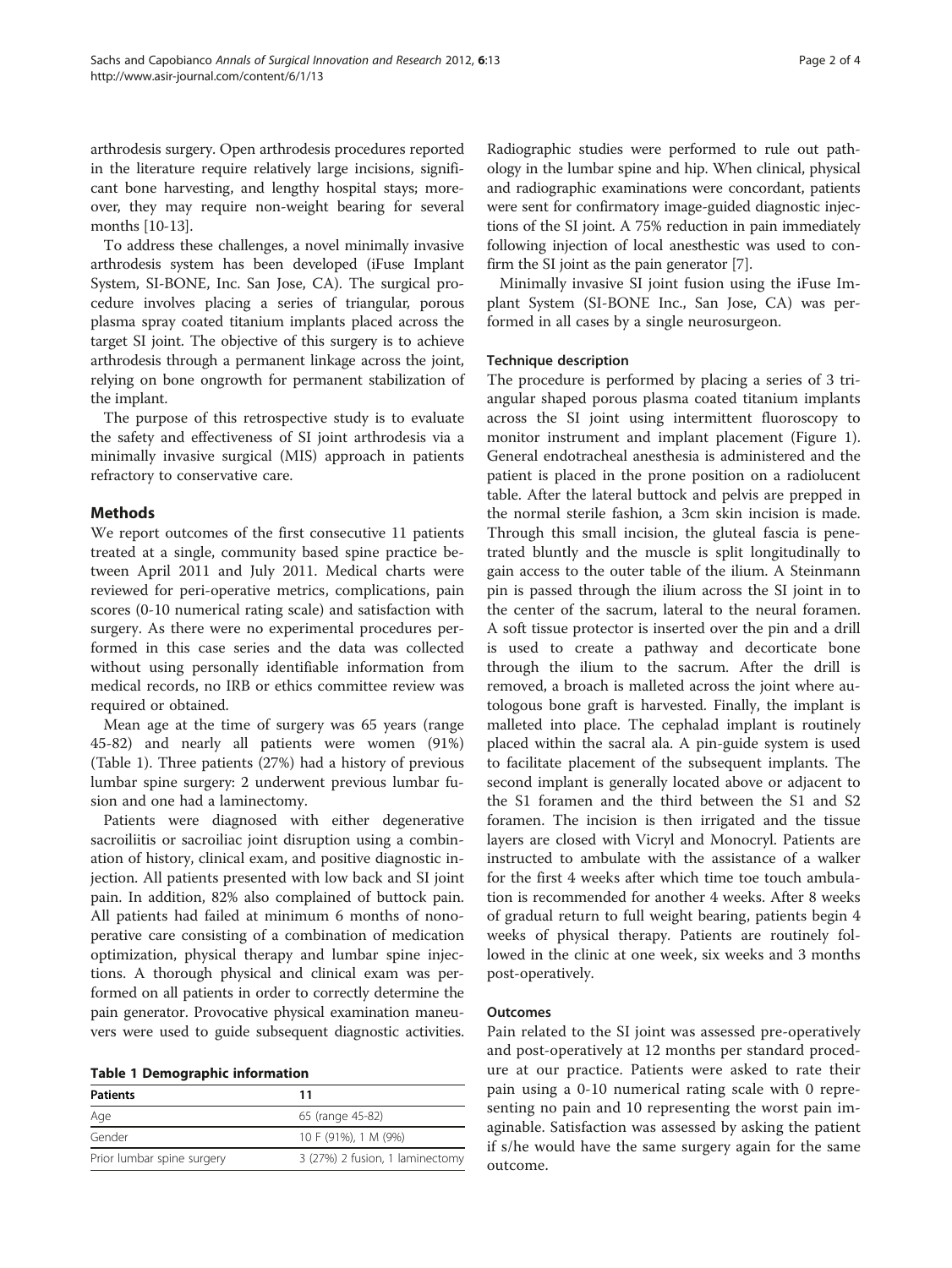arthrodesis surgery. Open arthrodesis procedures reported in the literature require relatively large incisions, significant bone harvesting, and lengthy hospital stays; moreover, they may require non-weight bearing for several months [10-13].

To address these challenges, a novel minimally invasive arthrodesis system has been developed (iFuse Implant System, SI-BONE, Inc. San Jose, CA). The surgical procedure involves placing a series of triangular, porous plasma spray coated titanium implants placed across the target SI joint. The objective of this surgery is to achieve arthrodesis through a permanent linkage across the joint, relying on bone ongrowth for permanent stabilization of the implant.

The purpose of this retrospective study is to evaluate the safety and effectiveness of SI joint arthrodesis via a minimally invasive surgical (MIS) approach in patients refractory to conservative care.

## Methods

We report outcomes of the first consecutive 11 patients treated at a single, community based spine practice between April 2011 and July 2011. Medical charts were reviewed for peri-operative metrics, complications, pain scores (0-10 numerical rating scale) and satisfaction with surgery. As there were no experimental procedures performed in this case series and the data was collected without using personally identifiable information from medical records, no IRB or ethics committee review was required or obtained.

Mean age at the time of surgery was 65 years (range 45-82) and nearly all patients were women (91%) (Table 1). Three patients (27%) had a history of previous lumbar spine surgery: 2 underwent previous lumbar fusion and one had a laminectomy.

Patients were diagnosed with either degenerative sacroiliitis or sacroiliac joint disruption using a combination of history, clinical exam, and positive diagnostic injection. All patients presented with low back and SI joint pain. In addition, 82% also complained of buttock pain. All patients had failed at minimum 6 months of nonoperative care consisting of a combination of medication optimization, physical therapy and lumbar spine injections. A thorough physical and clinical exam was performed on all patients in order to correctly determine the pain generator. Provocative physical examination maneuvers were used to guide subsequent diagnostic activities.

**Table 1 Demographic information**

| Patients | 11 |
|---|---|
| Age | 65 (range 45-82) |
| Gender | 10 F (91%), 1 M (9%) |
| Prior lumbar spine surgery | 3 (27%) 2 fusion, 1 laminectomy |

Radiographic studies were performed to rule out pathology in the lumbar spine and hip. When clinical, physical and radiographic examinations were concordant, patients were sent for confirmatory image-guided diagnostic injections of the SI joint. A 75% reduction in pain immediately following injection of local anesthetic was used to confirm the SI joint as the pain generator [7].

Minimally invasive SI joint fusion using the iFuse Implant System (SI-BONE Inc., San Jose, CA) was performed in all cases by a single neurosurgeon.

### Technique description

The procedure is performed by placing a series of 3 triangular shaped porous plasma coated titanium implants across the SI joint using intermittent fluoroscopy to monitor instrument and implant placement (Figure 1). General endotracheal anesthesia is administered and the patient is placed in the prone position on a radiolucent table. After the lateral buttock and pelvis are prepped in the normal sterile fashion, a 3cm skin incision is made. Through this small incision, the gluteal fascia is penetrated bluntly and the muscle is split longitudinally to gain access to the outer table of the ilium. A Steinmann pin is passed through the ilium across the SI joint in to the center of the sacrum, lateral to the neural foramen. A soft tissue protector is inserted over the pin and a drill is used to create a pathway and decorticate bone through the ilium to the sacrum. After the drill is removed, a broach is malleted across the joint where autologous bone graft is harvested. Finally, the implant is malleted into place. The cephalad implant is routinely placed within the sacral ala. A pin-guide system is used to facilitate placement of the subsequent implants. The second implant is generally located above or adjacent to the S1 foramen and the third between the S1 and S2 foramen. The incision is then irrigated and the tissue layers are closed with Vicryl and Monocryl. Patients are instructed to ambulate with the assistance of a walker for the first 4 weeks after which time toe touch ambulation is recommended for another 4 weeks. After 8 weeks of gradual return to full weight bearing, patients begin 4 weeks of physical therapy. Patients are routinely followed in the clinic at one week, six weeks and 3 months post-operatively.

### Outcomes

Pain related to the SI joint was assessed pre-operatively and post-operatively at 12 months per standard procedure at our practice. Patients were asked to rate their pain using a 0-10 numerical rating scale with 0 representing no pain and 10 representing the worst pain imaginable. Satisfaction was assessed by asking the patient if s/he would have the same surgery again for the same outcome.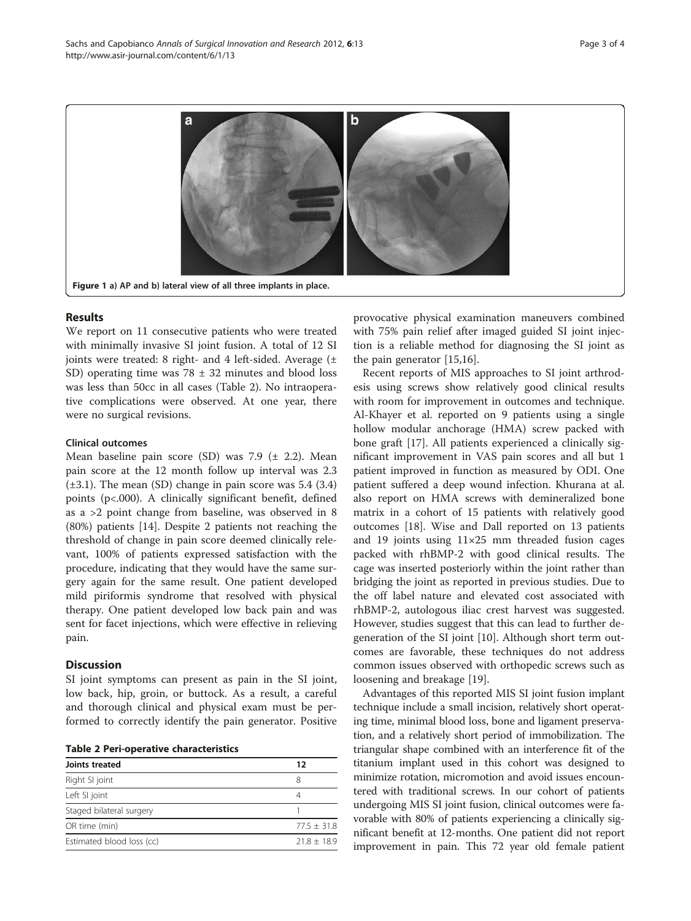Figure 1 a) AP and b) lateral view of all three implants in place.

## Results

We report on 11 consecutive patients who were treated with minimally invasive SI joint fusion. A total of 12 SI joints were treated: 8 right- and 4 left-sided. Average (± SD) operating time was 78 ± 32 minutes and blood loss was less than 50cc in all cases (Table 2). No intraoperative complications were observed. At one year, there were no surgical revisions.

### Clinical outcomes

Mean baseline pain score (SD) was 7.9 (± 2.2). Mean pain score at the 12 month follow up interval was 2.3 (±3.1). The mean (SD) change in pain score was 5.4 (3.4) points (p<.000). A clinically significant benefit, defined as a >2 point change from baseline, was observed in 8 (80%) patients [14]. Despite 2 patients not reaching the threshold of change in pain score deemed clinically relevant, 100% of patients expressed satisfaction with the procedure, indicating that they would have the same surgery again for the same result. One patient developed mild piriformis syndrome that resolved with physical therapy. One patient developed low back pain and was sent for facet injections, which were effective in relieving pain.

## Discussion

SI joint symptoms can present as pain in the SI joint, low back, hip, groin, or buttock. As a result, a careful and thorough clinical and physical exam must be performed to correctly identify the pain generator. Positive provocative physical examination maneuvers combined with 75% pain relief after imaged guided SI joint injection is a reliable method for diagnosing the SI joint as the pain generator [15,16].

**Table 2 Peri-operative characteristics**

| Joints treated | 12 |
|---|---|
| Right SI joint | 8 |
| Left SI joint | 4 |
| Staged bilateral surgery | 1 |
| OR time (min) | 77.5 ± 31.8 |
| Estimated blood loss (cc) | 21.8 ± 18.9 |

Recent reports of MIS approaches to SI joint arthrodesis using screws show relatively good clinical results with room for improvement in outcomes and technique. Al-Khayer et al. reported on 9 patients using a single hollow modular anchorage (HMA) screw packed with bone graft [17]. All patients experienced a clinically significant improvement in VAS pain scores and all but 1 patient improved in function as measured by ODI. One patient suffered a deep wound infection. Khurana at al. also report on HMA screws with demineralized bone matrix in a cohort of 15 patients with relatively good outcomes [18]. Wise and Dall reported on 13 patients and 19 joints using 11×25 mm threaded fusion cages packed with rhBMP-2 with good clinical results. The cage was inserted posteriorly within the joint rather than bridging the joint as reported in previous studies. Due to the off label nature and elevated cost associated with rhBMP-2, autologous iliac crest harvest was suggested. However, studies suggest that this can lead to further degeneration of the SI joint [10]. Although short term outcomes are favorable, these techniques do not address common issues observed with orthopedic screws such as loosening and breakage [19].

Advantages of this reported MIS SI joint fusion implant technique include a small incision, relatively short operating time, minimal blood loss, bone and ligament preservation, and a relatively short period of immobilization. The triangular shape combined with an interference fit of the titanium implant used in this cohort was designed to minimize rotation, micromotion and avoid issues encountered with traditional screws. In our cohort of patients undergoing MIS SI joint fusion, clinical outcomes were favorable with 80% of patients experiencing a clinically significant benefit at 12-months. One patient did not report improvement in pain. This 72 year old female patient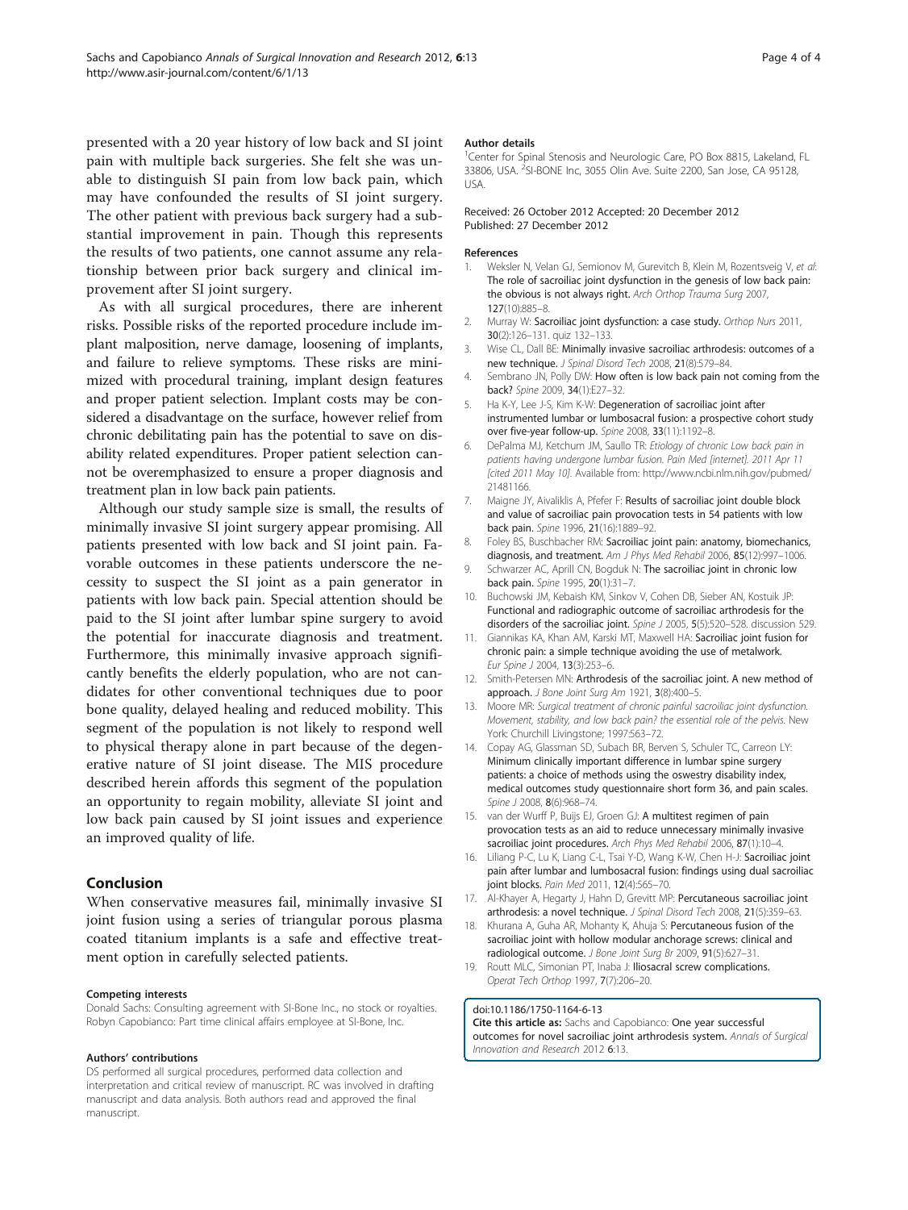presented with a 20 year history of low back and SI joint pain with multiple back surgeries. She felt she was unable to distinguish SI pain from low back pain, which may have confounded the results of SI joint surgery. The other patient with previous back surgery had a substantial improvement in pain. Though this represents the results of two patients, one cannot assume any relationship between prior back surgery and clinical improvement after SI joint surgery.

As with all surgical procedures, there are inherent risks. Possible risks of the reported procedure include implant malposition, nerve damage, loosening of implants, and failure to relieve symptoms. These risks are minimized with procedural training, implant design features and proper patient selection. Implant costs may be considered a disadvantage on the surface, however relief from chronic debilitating pain has the potential to save on disability related expenditures. Proper patient selection cannot be overemphasized to ensure a proper diagnosis and treatment plan in low back pain patients.

Although our study sample size is small, the results of minimally invasive SI joint surgery appear promising. All patients presented with low back and SI joint pain. Favorable outcomes in these patients underscore the necessity to suspect the SI joint as a pain generator in patients with low back pain. Special attention should be paid to the SI joint after lumbar spine surgery to avoid the potential for inaccurate diagnosis and treatment. Furthermore, this minimally invasive approach significantly benefits the elderly population, who are not candidates for other conventional techniques due to poor bone quality, delayed healing and reduced mobility. This segment of the population is not likely to respond well to physical therapy alone in part because of the degenerative nature of SI joint disease. The MIS procedure described herein affords this segment of the population an opportunity to regain mobility, alleviate SI joint and low back pain caused by SI joint issues and experience an improved quality of life.

## Conclusion

When conservative measures fail, minimally invasive SI joint fusion using a series of triangular porous plasma coated titanium implants is a safe and effective treatment option in carefully selected patients.

#### Competing interests

Donald Sachs: Consulting agreement with SI-Bone Inc., no stock or royalties. Robyn Capobianco: Part time clinical affairs employee at SI-Bone, Inc.

#### Authors' contributions

DS performed all surgical procedures, performed data collection and interpretation and critical review of manuscript. RC was involved in drafting manuscript and data analysis. Both authors read and approved the final manuscript.

#### Author details

[1]Center for Spinal Stenosis and Neurologic Care, PO Box 8815, Lakeland, FL 33806, USA. [2]SI-BONE Inc, 3055 Olin Ave. Suite 2200, San Jose, CA 95128, USA.

Received: 26 October 2012 Accepted: 20 December 2012
Published: 27 December 2012

#### References

1. Weksler N, Velan GJ, Semionov M, Gurevitch B, Klein M, Rozentsveig V, *et al*: **The role of sacroiliac joint dysfunction in the genesis of low back pain: the obvious is not always right.** *Arch Orthop Trauma Surg* 2007, **127**(10):885–8.
2. Murray W: **Sacroiliac joint dysfunction: a case study.** *Orthop Nurs* 2011, **30**(2):126–131. quiz 132–133.
3. Wise CL, Dall BE: **Minimally invasive sacroiliac arthrodesis: outcomes of a new technique.** *J Spinal Disord Tech* 2008, **21**(8):579–84.
4. Sembrano JN, Polly DW: **How often is low back pain not coming from the back?** *Spine* 2009, **34**(1):E27–32.
5. Ha K-Y, Lee J-S, Kim K-W: **Degeneration of sacroiliac joint after instrumented lumbar or lumbosacral fusion: a prospective cohort study over five-year follow-up.** *Spine* 2008, **33**(11):1192–8.
6. DePalma MJ, Ketchum JM, Saullo TR: *Etiology of chronic Low back pain in patients having undergone lumbar fusion. Pain Med [internet]. 2011 Apr 11 [cited 2011 May 10]*. Available from: http://www.ncbi.nlm.nih.gov/pubmed/21481166.
7. Maigne JY, Aivaliklis A, Pfefer F: **Results of sacroiliac joint double block and value of sacroiliac pain provocation tests in 54 patients with low back pain.** *Spine* 1996, **21**(16):1889–92.
8. Foley BS, Buschbacher RM: **Sacroiliac joint pain: anatomy, biomechanics, diagnosis, and treatment.** *Am J Phys Med Rehabil* 2006, **85**(12):997–1006.
9. Schwarzer AC, Aprill CN, Bogduk N: **The sacroiliac joint in chronic low back pain.** *Spine* 1995, **20**(1):31–7.
10. Buchowski JM, Kebaish KM, Sinkov V, Cohen DB, Sieber AN, Kostuik JP: **Functional and radiographic outcome of sacroiliac arthrodesis for the disorders of the sacroiliac joint.** *Spine J* 2005, **5**(5):520–528. discussion 529.
11. Giannikas KA, Khan AM, Karski MT, Maxwell HA: **Sacroiliac joint fusion for chronic pain: a simple technique avoiding the use of metalwork.** *Eur Spine J* 2004, **13**(3):253–6.
12. Smith-Petersen MN: **Arthrodesis of the sacroiliac joint. A new method of approach.** *J Bone Joint Surg Am* 1921, **3**(8):400–5.
13. Moore MR: *Surgical treatment of chronic painful sacroiliac joint dysfunction. Movement, stability, and low back pain? the essential role of the pelvis.* New York: Churchill Livingstone; 1997:563–72.
14. Copay AG, Glassman SD, Subach BR, Berven S, Schuler TC, Carreon LY: **Minimum clinically important difference in lumbar spine surgery patients: a choice of methods using the oswestry disability index, medical outcomes study questionnaire short form 36, and pain scales.** *Spine J* 2008, **8**(6):968–74.
15. van der Wurff P, Buijs EJ, Groen GJ: **A multitest regimen of pain provocation tests as an aid to reduce unnecessary minimally invasive sacroiliac joint procedures.** *Arch Phys Med Rehabil* 2006, **87**(1):10–4.
16. Liliang P-C, Lu K, Liang C-L, Tsai Y-D, Wang K-W, Chen H-J: **Sacroiliac joint pain after lumbar and lumbosacral fusion: findings using dual sacroiliac joint blocks.** *Pain Med* 2011, **12**(4):565–70.
17. Al-Khayer A, Hegarty J, Hahn D, Grevitt MP: **Percutaneous sacroiliac joint arthrodesis: a novel technique.** *J Spinal Disord Tech* 2008, **21**(5):359–63.
18. Khurana A, Guha AR, Mohanty K, Ahuja S: **Percutaneous fusion of the sacroiliac joint with hollow modular anchorage screws: clinical and radiological outcome.** *J Bone Joint Surg Br* 2009, **91**(5):627–31.
19. Routt MLC, Simonian PT, Inaba J: **Iliosacral screw complications.** *Operat Tech Orthop* 1997, **7**(7):206–20.

doi:10.1186/1750-1164-6-13
**Cite this article as:** Sachs and Capobianco: **One year successful outcomes for novel sacroiliac joint arthrodesis system.** *Annals of Surgical Innovation and Research* 2012 **6**:13.